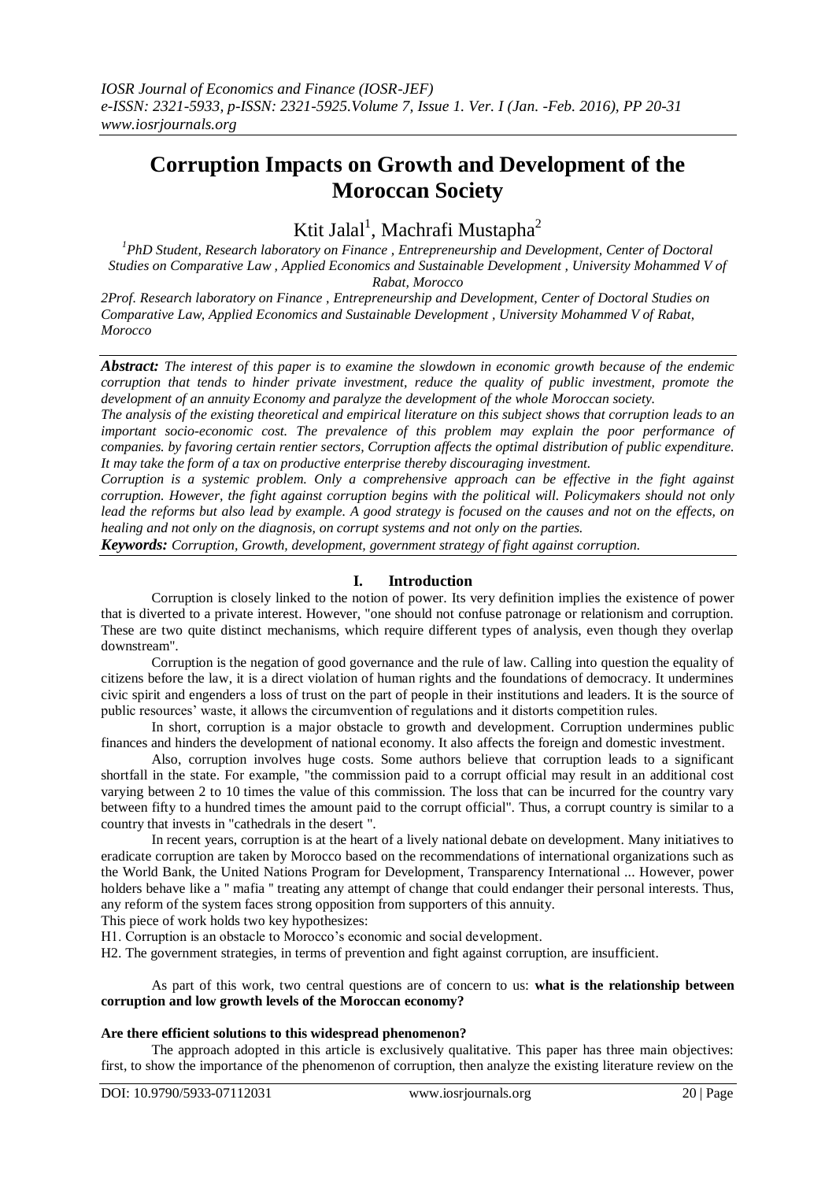# Corruption Impacts on Growth and Development of the Moroccan Society

Ktit Jalal[1], Machrafi Mustapha[2]

[1]PhD Student, Research laboratory on Finance , Entrepreneurship and Development, Center of Doctoral Studies on Comparative Law , Applied Economics and Sustainable Development , University Mohammed V of Rabat, Morocco

2Prof. Research laboratory on Finance , Entrepreneurship and Development, Center of Doctoral Studies on Comparative Law, Applied Economics and Sustainable Development , University Mohammed V of Rabat, Morocco

***Abstract:*** *The interest of this paper is to examine the slowdown in economic growth because of the endemic corruption that tends to hinder private investment, reduce the quality of public investment, promote the development of an annuity Economy and paralyze the development of the whole Moroccan society.*

*The analysis of the existing theoretical and empirical literature on this subject shows that corruption leads to an important socio-economic cost. The prevalence of this problem may explain the poor performance of companies. by favoring certain rentier sectors, Corruption affects the optimal distribution of public expenditure. It may take the form of a tax on productive enterprise thereby discouraging investment.*

*Corruption is a systemic problem. Only a comprehensive approach can be effective in the fight against corruption. However, the fight against corruption begins with the political will. Policymakers should not only lead the reforms but also lead by example. A good strategy is focused on the causes and not on the effects, on healing and not only on the diagnosis, on corrupt systems and not only on the parties.*

***Keywords:*** *Corruption, Growth, development, government strategy of fight against corruption.*

## I. Introduction

Corruption is closely linked to the notion of power. Its very definition implies the existence of power that is diverted to a private interest. However, "one should not confuse patronage or relationism and corruption. These are two quite distinct mechanisms, which require different types of analysis, even though they overlap downstream".

Corruption is the negation of good governance and the rule of law. Calling into question the equality of citizens before the law, it is a direct violation of human rights and the foundations of democracy. It undermines civic spirit and engenders a loss of trust on the part of people in their institutions and leaders. It is the source of public resources' waste, it allows the circumvention of regulations and it distorts competition rules.

In short, corruption is a major obstacle to growth and development. Corruption undermines public finances and hinders the development of national economy. It also affects the foreign and domestic investment.

Also, corruption involves huge costs. Some authors believe that corruption leads to a significant shortfall in the state. For example, "the commission paid to a corrupt official may result in an additional cost varying between 2 to 10 times the value of this commission. The loss that can be incurred for the country vary between fifty to a hundred times the amount paid to the corrupt official". Thus, a corrupt country is similar to a country that invests in "cathedrals in the desert ".

In recent years, corruption is at the heart of a lively national debate on development. Many initiatives to eradicate corruption are taken by Morocco based on the recommendations of international organizations such as the World Bank, the United Nations Program for Development, Transparency International ... However, power holders behave like a " mafia " treating any attempt of change that could endanger their personal interests. Thus, any reform of the system faces strong opposition from supporters of this annuity.

This piece of work holds two key hypothesizes:

H1. Corruption is an obstacle to Morocco's economic and social development.

H2. The government strategies, in terms of prevention and fight against corruption, are insufficient.

As part of this work, two central questions are of concern to us: **what is the relationship between corruption and low growth levels of the Moroccan economy?**

**Are there efficient solutions to this widespread phenomenon?**

The approach adopted in this article is exclusively qualitative. This paper has three main objectives: first, to show the importance of the phenomenon of corruption, then analyze the existing literature review on the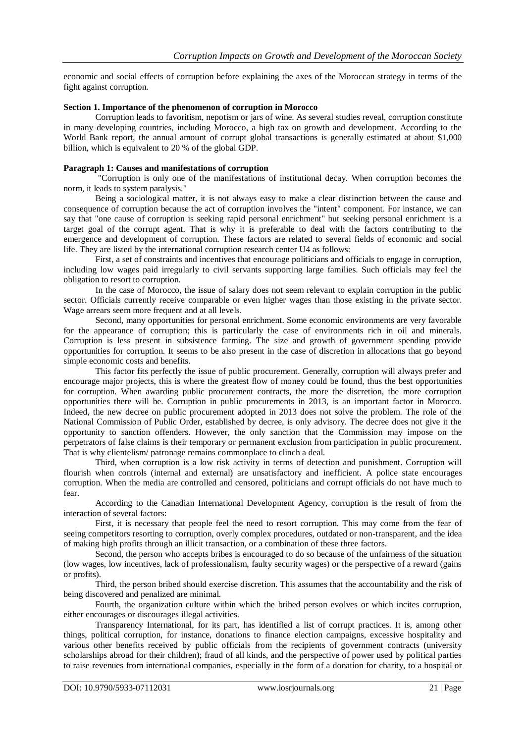economic and social effects of corruption before explaining the axes of the Moroccan strategy in terms of the fight against corruption.

### Section 1. Importance of the phenomenon of corruption in Morocco

Corruption leads to favoritism, nepotism or jars of wine. As several studies reveal, corruption constitute in many developing countries, including Morocco, a high tax on growth and development. According to the World Bank report, the annual amount of corrupt global transactions is generally estimated at about \$1,000 billion, which is equivalent to 20 % of the global GDP.

#### Paragraph 1: Causes and manifestations of corruption

"Corruption is only one of the manifestations of institutional decay. When corruption becomes the norm, it leads to system paralysis."

Being a sociological matter, it is not always easy to make a clear distinction between the cause and consequence of corruption because the act of corruption involves the "intent" component. For instance, we can say that "one cause of corruption is seeking rapid personal enrichment" but seeking personal enrichment is a target goal of the corrupt agent. That is why it is preferable to deal with the factors contributing to the emergence and development of corruption. These factors are related to several fields of economic and social life. They are listed by the international corruption research center U4 as follows:

First, a set of constraints and incentives that encourage politicians and officials to engage in corruption, including low wages paid irregularly to civil servants supporting large families. Such officials may feel the obligation to resort to corruption.

In the case of Morocco, the issue of salary does not seem relevant to explain corruption in the public sector. Officials currently receive comparable or even higher wages than those existing in the private sector. Wage arrears seem more frequent and at all levels.

Second, many opportunities for personal enrichment. Some economic environments are very favorable for the appearance of corruption; this is particularly the case of environments rich in oil and minerals. Corruption is less present in subsistence farming. The size and growth of government spending provide opportunities for corruption. It seems to be also present in the case of discretion in allocations that go beyond simple economic costs and benefits.

This factor fits perfectly the issue of public procurement. Generally, corruption will always prefer and encourage major projects, this is where the greatest flow of money could be found, thus the best opportunities for corruption. When awarding public procurement contracts, the more the discretion, the more corruption opportunities there will be. Corruption in public procurements in 2013, is an important factor in Morocco. Indeed, the new decree on public procurement adopted in 2013 does not solve the problem. The role of the National Commission of Public Order, established by decree, is only advisory. The decree does not give it the opportunity to sanction offenders. However, the only sanction that the Commission may impose on the perpetrators of false claims is their temporary or permanent exclusion from participation in public procurement. That is why clientelism/ patronage remains commonplace to clinch a deal.

Third, when corruption is a low risk activity in terms of detection and punishment. Corruption will flourish when controls (internal and external) are unsatisfactory and inefficient. A police state encourages corruption. When the media are controlled and censored, politicians and corrupt officials do not have much to fear.

According to the Canadian International Development Agency, corruption is the result of from the interaction of several factors:

First, it is necessary that people feel the need to resort corruption. This may come from the fear of seeing competitors resorting to corruption, overly complex procedures, outdated or non-transparent, and the idea of making high profits through an illicit transaction, or a combination of these three factors.

Second, the person who accepts bribes is encouraged to do so because of the unfairness of the situation (low wages, low incentives, lack of professionalism, faulty security wages) or the perspective of a reward (gains or profits).

Third, the person bribed should exercise discretion. This assumes that the accountability and the risk of being discovered and penalized are minimal.

Fourth, the organization culture within which the bribed person evolves or which incites corruption, either encourages or discourages illegal activities.

Transparency International, for its part, has identified a list of corrupt practices. It is, among other things, political corruption, for instance, donations to finance election campaigns, excessive hospitality and various other benefits received by public officials from the recipients of government contracts (university scholarships abroad for their children); fraud of all kinds, and the perspective of power used by political parties to raise revenues from international companies, especially in the form of a donation for charity, to a hospital or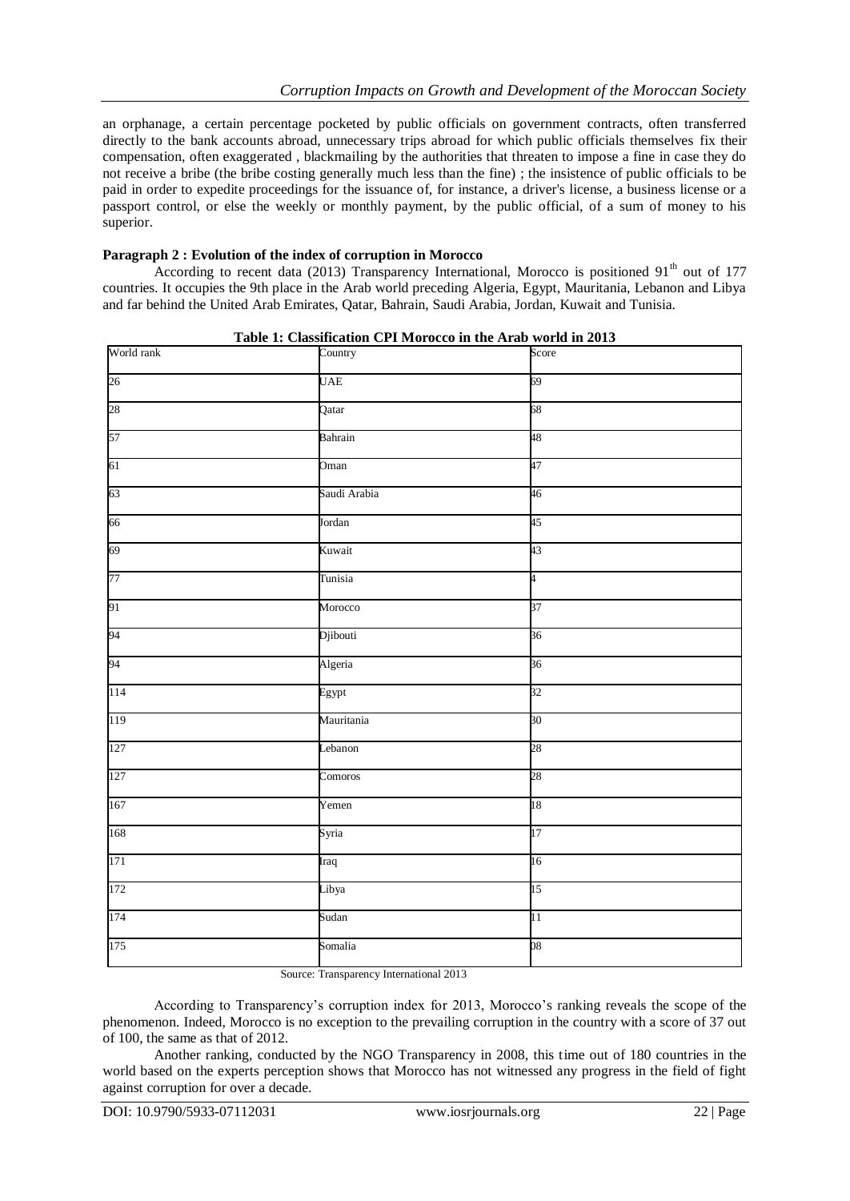an orphanage, a certain percentage pocketed by public officials on government contracts, often transferred directly to the bank accounts abroad, unnecessary trips abroad for which public officials themselves fix their compensation, often exaggerated , blackmailing by the authorities that threaten to impose a fine in case they do not receive a bribe (the bribe costing generally much less than the fine) ; the insistence of public officials to be paid in order to expedite proceedings for the issuance of, for instance, a driver's license, a business license or a passport control, or else the weekly or monthly payment, by the public official, of a sum of money to his superior.

**Paragraph 2 : Evolution of the index of corruption in Morocco**

According to recent data (2013) Transparency International, Morocco is positioned 91th out of 177 countries. It occupies the 9th place in the Arab world preceding Algeria, Egypt, Mauritania, Lebanon and Libya and far behind the United Arab Emirates, Qatar, Bahrain, Saudi Arabia, Jordan, Kuwait and Tunisia.

**Table 1: Classification CPI Morocco in the Arab world in 2013**

| World rank | Country | Score |
|---|---|---|
| 26 | UAE | 69 |
| 28 | Qatar | 68 |
| 57 | Bahrain | 48 |
| 61 | Oman | 47 |
| 63 | Saudi Arabia | 46 |
| 66 | Jordan | 45 |
| 69 | Kuwait | 43 |
| 77 | Tunisia | 4 |
| 91 | Morocco | 37 |
| 94 | Djibouti | 36 |
| 94 | Algeria | 36 |
| 114 | Egypt | 32 |
| 119 | Mauritania | 30 |
| 127 | Lebanon | 28 |
| 127 | Comoros | 28 |
| 167 | Yemen | 18 |
| 168 | Syria | 17 |
| 171 | Iraq | 16 |
| 172 | Libya | 15 |
| 174 | Sudan | 11 |
| 175 | Somalia | 08 |

Source: Transparency International 2013

According to Transparency's corruption index for 2013, Morocco's ranking reveals the scope of the phenomenon. Indeed, Morocco is no exception to the prevailing corruption in the country with a score of 37 out of 100, the same as that of 2012.

Another ranking, conducted by the NGO Transparency in 2008, this time out of 180 countries in the world based on the experts perception shows that Morocco has not witnessed any progress in the field of fight against corruption for over a decade.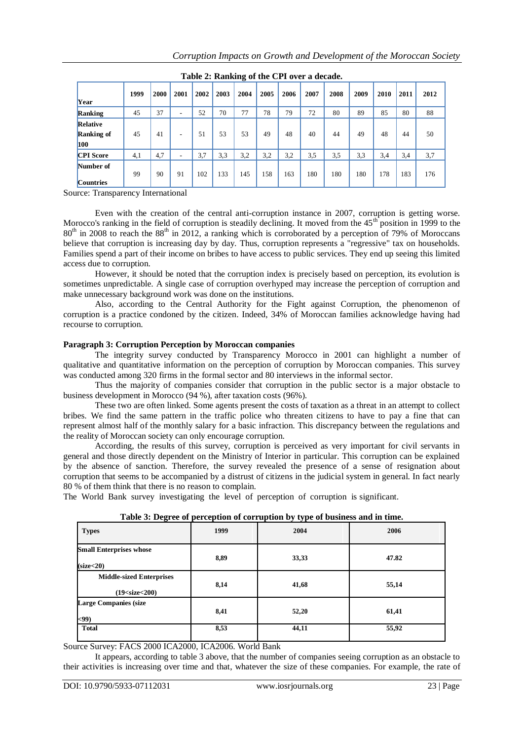**Table 2: Ranking of the CPI over a decade.**

| Year | 1999 | 2000 | 2001 | 2002 | 2003 | 2004 | 2005 | 2006 | 2007 | 2008 | 2009 | 2010 | 2011 | 2012 |
|---|---|---|---|---|---|---|---|---|---|---|---|---|---|---|
| **Ranking** | 45 | 37 | - | 52 | 70 | 77 | 78 | 79 | 72 | 80 | 89 | 85 | 80 | 88 |
| **Relative Ranking of 100** | 45 | 41 | - | 51 | 53 | 53 | 49 | 48 | 40 | 44 | 49 | 48 | 44 | 50 |
| **CPI Score** | 4,1 | 4,7 | - | 3,7 | 3,3 | 3,2 | 3,2 | 3,2 | 3,5 | 3,5 | 3,3 | 3,4 | 3,4 | 3,7 |
| **Number of Countries** | 99 | 90 | 91 | 102 | 133 | 145 | 158 | 163 | 180 | 180 | 180 | 178 | 183 | 176 |

Source: Transparency International

Even with the creation of the central anti-corruption instance in 2007, corruption is getting worse. Morocco's ranking in the field of corruption is steadily declining. It moved from the 45th position in 1999 to the 80th in 2008 to reach the 88th in 2012, a ranking which is corroborated by a perception of 79% of Moroccans believe that corruption is increasing day by day. Thus, corruption represents a "regressive" tax on households. Families spend a part of their income on bribes to have access to public services. They end up seeing this limited access due to corruption.

However, it should be noted that the corruption index is precisely based on perception, its evolution is sometimes unpredictable. A single case of corruption overhyped may increase the perception of corruption and make unnecessary background work was done on the institutions.

Also, according to the Central Authority for the Fight against Corruption, the phenomenon of corruption is a practice condoned by the citizen. Indeed, 34% of Moroccan families acknowledge having had recourse to corruption.

**Paragraph 3: Corruption Perception by Moroccan companies**

The integrity survey conducted by Transparency Morocco in 2001 can highlight a number of qualitative and quantitative information on the perception of corruption by Moroccan companies. This survey was conducted among 320 firms in the formal sector and 80 interviews in the informal sector.

Thus the majority of companies consider that corruption in the public sector is a major obstacle to business development in Morocco (94 %), after taxation costs (96%).

These two are often linked. Some agents present the costs of taxation as a threat in an attempt to collect bribes. We find the same pattern in the traffic police who threaten citizens to have to pay a fine that can represent almost half of the monthly salary for a basic infraction. This discrepancy between the regulations and the reality of Moroccan society can only encourage corruption.

According, the results of this survey, corruption is perceived as very important for civil servants in general and those directly dependent on the Ministry of Interior in particular. This corruption can be explained by the absence of sanction. Therefore, the survey revealed the presence of a sense of resignation about corruption that seems to be accompanied by a distrust of citizens in the judicial system in general. In fact nearly 80 % of them think that there is no reason to complain.

The World Bank survey investigating the level of perception of corruption is significant.

**Table 3: Degree of perception of corruption by type of business and in time.**

| Types | 1999 | 2004 | 2006 |
|---|---|---|---|
| **Small Enterprises whose (size<20)** | 8,89 | 33,33 | 47.82 |
| **Middle-sized Enterprises (19<size<200)** | 8,14 | 41,68 | 55,14 |
| **Large Companies (size <99)** | 8,41 | 52,20 | 61,41 |
| **Total** | 8,53 | 44,11 | 55,92 |

Source Survey: FACS 2000 ICA2000, ICA2006. World Bank

It appears, according to table 3 above, that the number of companies seeing corruption as an obstacle to their activities is increasing over time and that, whatever the size of these companies. For example, the rate of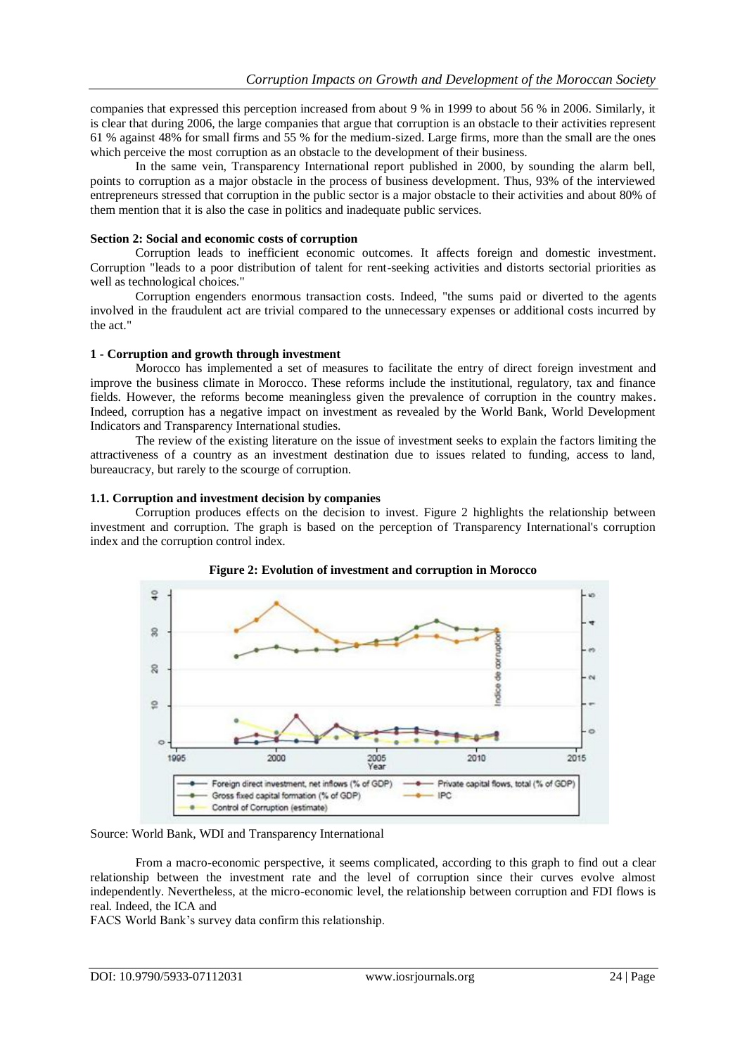companies that expressed this perception increased from about 9 % in 1999 to about 56 % in 2006. Similarly, it is clear that during 2006, the large companies that argue that corruption is an obstacle to their activities represent 61 % against 48% for small firms and 55 % for the medium-sized. Large firms, more than the small are the ones which perceive the most corruption as an obstacle to the development of their business.

In the same vein, Transparency International report published in 2000, by sounding the alarm bell, points to corruption as a major obstacle in the process of business development. Thus, 93% of the interviewed entrepreneurs stressed that corruption in the public sector is a major obstacle to their activities and about 80% of them mention that it is also the case in politics and inadequate public services.

**Section 2: Social and economic costs of corruption**

Corruption leads to inefficient economic outcomes. It affects foreign and domestic investment. Corruption "leads to a poor distribution of talent for rent-seeking activities and distorts sectorial priorities as well as technological choices."

Corruption engenders enormous transaction costs. Indeed, "the sums paid or diverted to the agents involved in the fraudulent act are trivial compared to the unnecessary expenses or additional costs incurred by the act."

**1 - Corruption and growth through investment**

Morocco has implemented a set of measures to facilitate the entry of direct foreign investment and improve the business climate in Morocco. These reforms include the institutional, regulatory, tax and finance fields. However, the reforms become meaningless given the prevalence of corruption in the country makes. Indeed, corruption has a negative impact on investment as revealed by the World Bank, World Development Indicators and Transparency International studies.

The review of the existing literature on the issue of investment seeks to explain the factors limiting the attractiveness of a country as an investment destination due to issues related to funding, access to land, bureaucracy, but rarely to the scourge of corruption.

**1.1. Corruption and investment decision by companies**

Corruption produces effects on the decision to invest. Figure 2 highlights the relationship between investment and corruption. The graph is based on the perception of Transparency International's corruption index and the corruption control index.

**Figure 2: Evolution of investment and corruption in Morocco**

Source: World Bank, WDI and Transparency International

From a macro-economic perspective, it seems complicated, according to this graph to find out a clear relationship between the investment rate and the level of corruption since their curves evolve almost independently. Nevertheless, at the micro-economic level, the relationship between corruption and FDI flows is real. Indeed, the ICA and FACS World Bank's survey data confirm this relationship.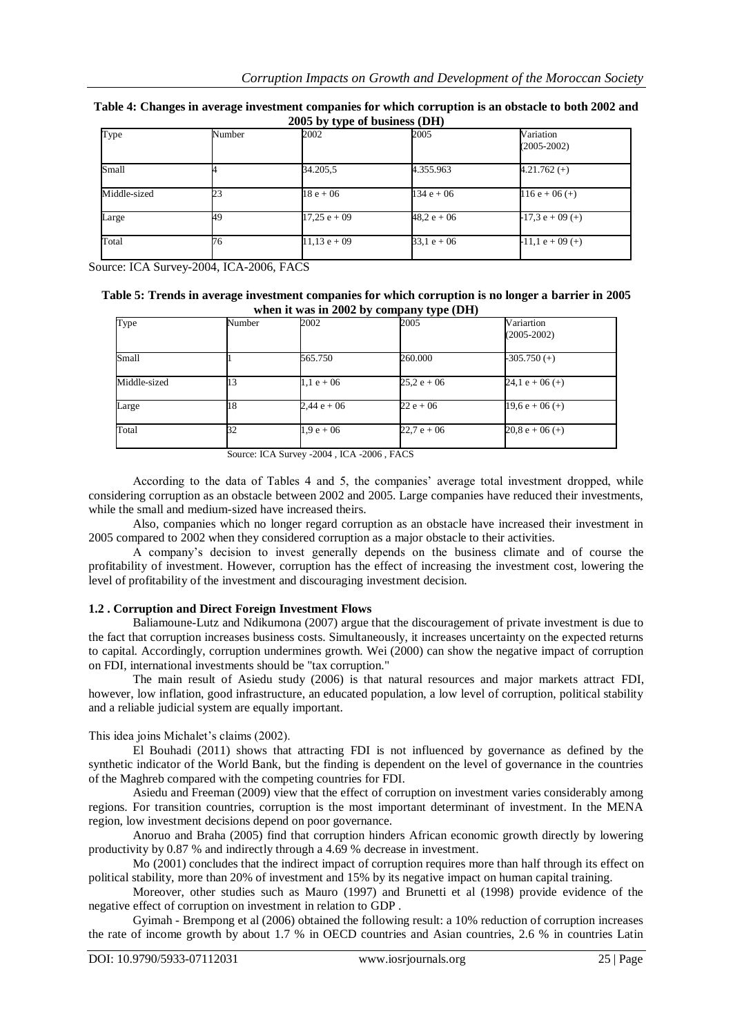**Table 4: Changes in average investment companies for which corruption is an obstacle to both 2002 and 2005 by type of business (DH)**

| Type | Number | 2002 | 2005 | Variation (2005-2002) |
|---|---|---|---|---|
| Small | 4 | 34.205,5 | 4.355.963 | 4.21.762 (+) |
| Middle-sized | 23 | 18 e + 06 | 134 e + 06 | 116 e + 06 (+) |
| Large | 49 | 17,25 e + 09 | 48,2 e + 06 | -17,3 e + 09 (+) |
| Total | 76 | 11,13 e + 09 | 33,1 e + 06 | -11,1 e + 09 (+) |

Source: ICA Survey-2004, ICA-2006, FACS

**Table 5: Trends in average investment companies for which corruption is no longer a barrier in 2005 when it was in 2002 by company type (DH)**

| Type | Number | 2002 | 2005 | Variartion (2005-2002) |
|---|---|---|---|---|
| Small | 1 | 565.750 | 260.000 | -305.750 (+) |
| Middle-sized | 13 | 1,1 e + 06 | 25,2 e + 06 | 24,1 e + 06 (+) |
| Large | 18 | 2,44 e + 06 | 22 e + 06 | 19,6 e + 06 (+) |
| Total | 32 | 1,9 e + 06 | 22,7 e + 06 | 20,8 e + 06 (+) |

Source: ICA Survey -2004 , ICA -2006 , FACS

According to the data of Tables 4 and 5, the companies' average total investment dropped, while considering corruption as an obstacle between 2002 and 2005. Large companies have reduced their investments, while the small and medium-sized have increased theirs.

Also, companies which no longer regard corruption as an obstacle have increased their investment in 2005 compared to 2002 when they considered corruption as a major obstacle to their activities.

A company's decision to invest generally depends on the business climate and of course the profitability of investment. However, corruption has the effect of increasing the investment cost, lowering the level of profitability of the investment and discouraging investment decision.

### 1.2 . Corruption and Direct Foreign Investment Flows

Baliamoune-Lutz and Ndikumona (2007) argue that the discouragement of private investment is due to the fact that corruption increases business costs. Simultaneously, it increases uncertainty on the expected returns to capital. Accordingly, corruption undermines growth. Wei (2000) can show the negative impact of corruption on FDI, international investments should be "tax corruption."

The main result of Asiedu study (2006) is that natural resources and major markets attract FDI, however, low inflation, good infrastructure, an educated population, a low level of corruption, political stability and a reliable judicial system are equally important.

This idea joins Michalet's claims (2002).

El Bouhadi (2011) shows that attracting FDI is not influenced by governance as defined by the synthetic indicator of the World Bank, but the finding is dependent on the level of governance in the countries of the Maghreb compared with the competing countries for FDI.

Asiedu and Freeman (2009) view that the effect of corruption on investment varies considerably among regions. For transition countries, corruption is the most important determinant of investment. In the MENA region, low investment decisions depend on poor governance.

Anoruo and Braha (2005) find that corruption hinders African economic growth directly by lowering productivity by 0.87 % and indirectly through a 4.69 % decrease in investment.

Mo (2001) concludes that the indirect impact of corruption requires more than half through its effect on political stability, more than 20% of investment and 15% by its negative impact on human capital training.

Moreover, other studies such as Mauro (1997) and Brunetti et al (1998) provide evidence of the negative effect of corruption on investment in relation to GDP .

Gyimah - Brempong et al (2006) obtained the following result: a 10% reduction of corruption increases the rate of income growth by about 1.7 % in OECD countries and Asian countries, 2.6 % in countries Latin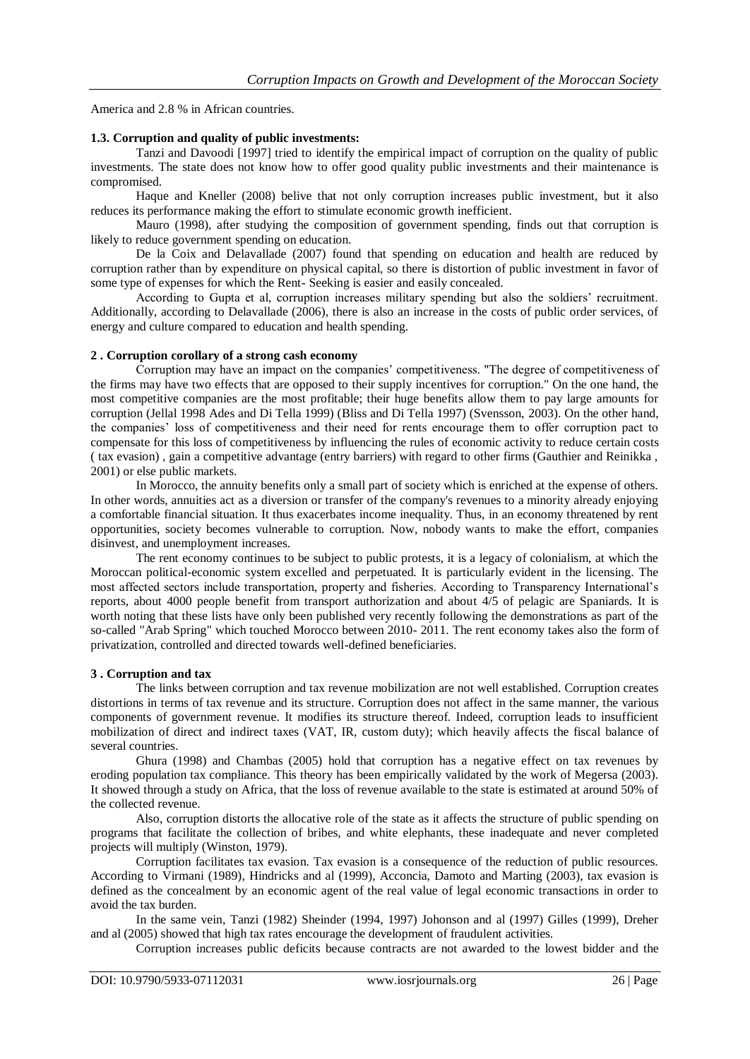America and 2.8 % in African countries.

### 1.3. Corruption and quality of public investments:

Tanzi and Davoodi [1997] tried to identify the empirical impact of corruption on the quality of public investments. The state does not know how to offer good quality public investments and their maintenance is compromised.

Haque and Kneller (2008) belive that not only corruption increases public investment, but it also reduces its performance making the effort to stimulate economic growth inefficient.

Mauro (1998), after studying the composition of government spending, finds out that corruption is likely to reduce government spending on education.

De la Coix and Delavallade (2007) found that spending on education and health are reduced by corruption rather than by expenditure on physical capital, so there is distortion of public investment in favor of some type of expenses for which the Rent- Seeking is easier and easily concealed.

According to Gupta et al, corruption increases military spending but also the soldiers' recruitment. Additionally, according to Delavallade (2006), there is also an increase in the costs of public order services, of energy and culture compared to education and health spending.

## 2 . Corruption corollary of a strong cash economy

Corruption may have an impact on the companies' competitiveness. "The degree of competitiveness of the firms may have two effects that are opposed to their supply incentives for corruption." On the one hand, the most competitive companies are the most profitable; their huge benefits allow them to pay large amounts for corruption (Jellal 1998 Ades and Di Tella 1999) (Bliss and Di Tella 1997) (Svensson, 2003). On the other hand, the companies' loss of competitiveness and their need for rents encourage them to offer corruption pact to compensate for this loss of competitiveness by influencing the rules of economic activity to reduce certain costs ( tax evasion) , gain a competitive advantage (entry barriers) with regard to other firms (Gauthier and Reinikka , 2001) or else public markets.

In Morocco, the annuity benefits only a small part of society which is enriched at the expense of others. In other words, annuities act as a diversion or transfer of the company's revenues to a minority already enjoying a comfortable financial situation. It thus exacerbates income inequality. Thus, in an economy threatened by rent opportunities, society becomes vulnerable to corruption. Now, nobody wants to make the effort, companies disinvest, and unemployment increases.

The rent economy continues to be subject to public protests, it is a legacy of colonialism, at which the Moroccan political-economic system excelled and perpetuated. It is particularly evident in the licensing. The most affected sectors include transportation, property and fisheries. According to Transparency International's reports, about 4000 people benefit from transport authorization and about 4/5 of pelagic are Spaniards. It is worth noting that these lists have only been published very recently following the demonstrations as part of the so-called "Arab Spring" which touched Morocco between 2010- 2011. The rent economy takes also the form of privatization, controlled and directed towards well-defined beneficiaries.

## 3 . Corruption and tax

The links between corruption and tax revenue mobilization are not well established. Corruption creates distortions in terms of tax revenue and its structure. Corruption does not affect in the same manner, the various components of government revenue. It modifies its structure thereof. Indeed, corruption leads to insufficient mobilization of direct and indirect taxes (VAT, IR, custom duty); which heavily affects the fiscal balance of several countries.

Ghura (1998) and Chambas (2005) hold that corruption has a negative effect on tax revenues by eroding population tax compliance. This theory has been empirically validated by the work of Megersa (2003). It showed through a study on Africa, that the loss of revenue available to the state is estimated at around 50% of the collected revenue.

Also, corruption distorts the allocative role of the state as it affects the structure of public spending on programs that facilitate the collection of bribes, and white elephants, these inadequate and never completed projects will multiply (Winston, 1979).

Corruption facilitates tax evasion. Tax evasion is a consequence of the reduction of public resources. According to Virmani (1989), Hindricks and al (1999), Acconcia, Damoto and Marting (2003), tax evasion is defined as the concealment by an economic agent of the real value of legal economic transactions in order to avoid the tax burden.

In the same vein, Tanzi (1982) Sheinder (1994, 1997) Johonson and al (1997) Gilles (1999), Dreher and al (2005) showed that high tax rates encourage the development of fraudulent activities.

Corruption increases public deficits because contracts are not awarded to the lowest bidder and the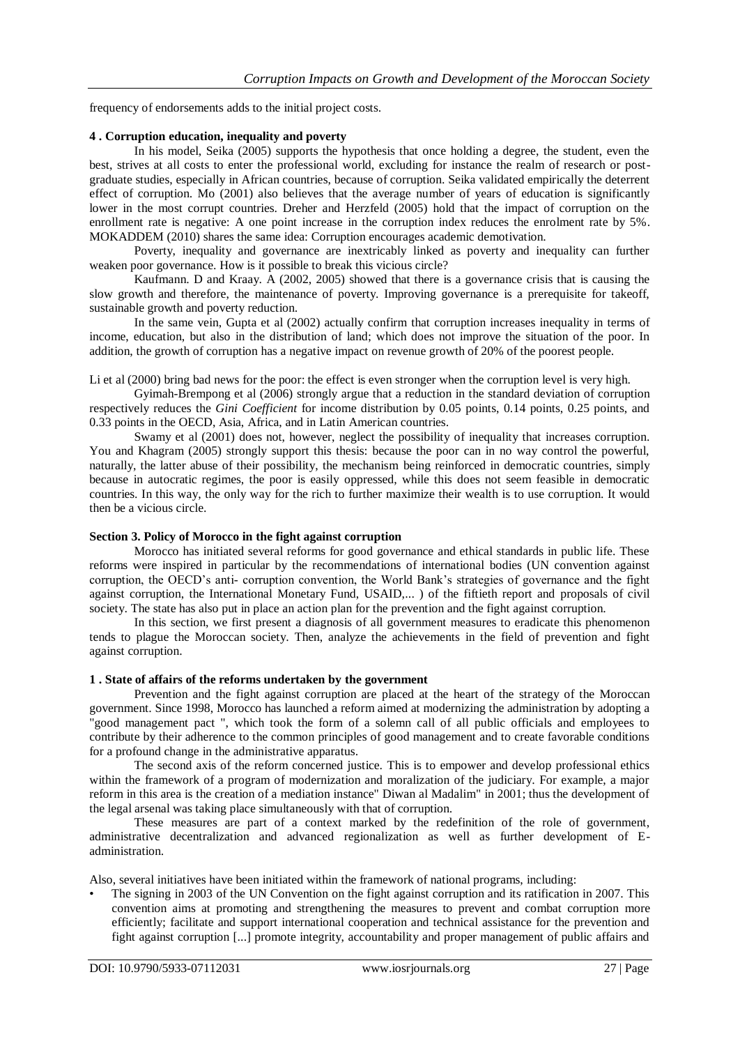frequency of endorsements adds to the initial project costs.

### 4 . Corruption education, inequality and poverty

In his model, Seika (2005) supports the hypothesis that once holding a degree, the student, even the best, strives at all costs to enter the professional world, excluding for instance the realm of research or post-graduate studies, especially in African countries, because of corruption. Seika validated empirically the deterrent effect of corruption. Mo (2001) also believes that the average number of years of education is significantly lower in the most corrupt countries. Dreher and Herzfeld (2005) hold that the impact of corruption on the enrollment rate is negative: A one point increase in the corruption index reduces the enrolment rate by 5%. MOKADDEM (2010) shares the same idea: Corruption encourages academic demotivation.

Poverty, inequality and governance are inextricably linked as poverty and inequality can further weaken poor governance. How is it possible to break this vicious circle?

Kaufmann. D and Kraay. A (2002, 2005) showed that there is a governance crisis that is causing the slow growth and therefore, the maintenance of poverty. Improving governance is a prerequisite for takeoff, sustainable growth and poverty reduction.

In the same vein, Gupta et al (2002) actually confirm that corruption increases inequality in terms of income, education, but also in the distribution of land; which does not improve the situation of the poor. In addition, the growth of corruption has a negative impact on revenue growth of 20% of the poorest people.

Li et al (2000) bring bad news for the poor: the effect is even stronger when the corruption level is very high.

Gyimah-Brempong et al (2006) strongly argue that a reduction in the standard deviation of corruption respectively reduces the *Gini Coefficient* for income distribution by 0.05 points, 0.14 points, 0.25 points, and 0.33 points in the OECD, Asia, Africa, and in Latin American countries.

Swamy et al (2001) does not, however, neglect the possibility of inequality that increases corruption. You and Khagram (2005) strongly support this thesis: because the poor can in no way control the powerful, naturally, the latter abuse of their possibility, the mechanism being reinforced in democratic countries, simply because in autocratic regimes, the poor is easily oppressed, while this does not seem feasible in democratic countries. In this way, the only way for the rich to further maximize their wealth is to use corruption. It would then be a vicious circle.

## Section 3. Policy of Morocco in the fight against corruption

Morocco has initiated several reforms for good governance and ethical standards in public life. These reforms were inspired in particular by the recommendations of international bodies (UN convention against corruption, the OECD's anti- corruption convention, the World Bank's strategies of governance and the fight against corruption, the International Monetary Fund, USAID,... ) of the fiftieth report and proposals of civil society. The state has also put in place an action plan for the prevention and the fight against corruption.

In this section, we first present a diagnosis of all government measures to eradicate this phenomenon tends to plague the Moroccan society. Then, analyze the achievements in the field of prevention and fight against corruption.

### 1 . State of affairs of the reforms undertaken by the government

Prevention and the fight against corruption are placed at the heart of the strategy of the Moroccan government. Since 1998, Morocco has launched a reform aimed at modernizing the administration by adopting a "good management pact ", which took the form of a solemn call of all public officials and employees to contribute by their adherence to the common principles of good management and to create favorable conditions for a profound change in the administrative apparatus.

The second axis of the reform concerned justice. This is to empower and develop professional ethics within the framework of a program of modernization and moralization of the judiciary. For example, a major reform in this area is the creation of a mediation instance" Diwan al Madalim" in 2001; thus the development of the legal arsenal was taking place simultaneously with that of corruption.

These measures are part of a context marked by the redefinition of the role of government, administrative decentralization and advanced regionalization as well as further development of E-administration.

Also, several initiatives have been initiated within the framework of national programs, including:

- The signing in 2003 of the UN Convention on the fight against corruption and its ratification in 2007. This convention aims at promoting and strengthening the measures to prevent and combat corruption more efficiently; facilitate and support international cooperation and technical assistance for the prevention and fight against corruption [...] promote integrity, accountability and proper management of public affairs and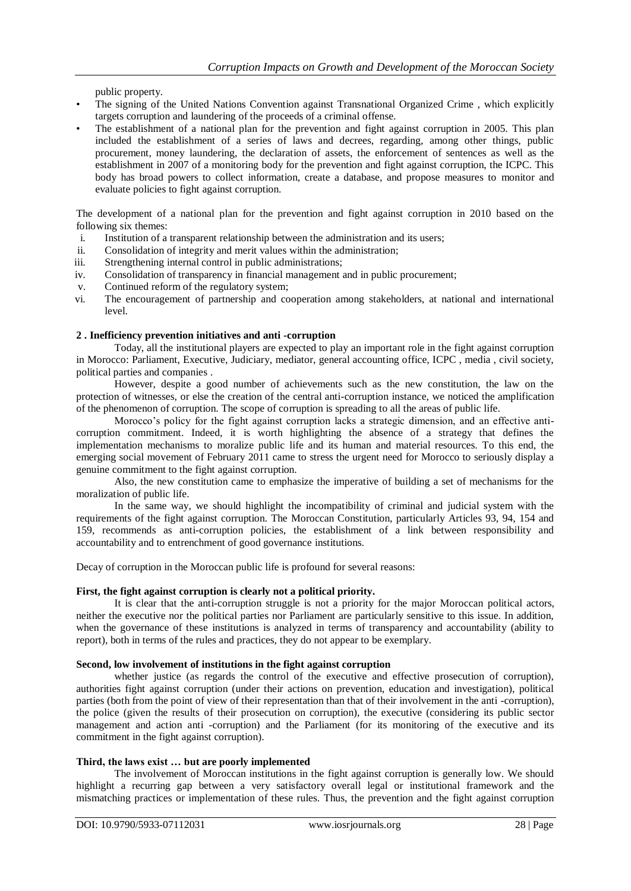public property.

- The signing of the United Nations Convention against Transnational Organized Crime , which explicitly targets corruption and laundering of the proceeds of a criminal offense.
- The establishment of a national plan for the prevention and fight against corruption in 2005. This plan included the establishment of a series of laws and decrees, regarding, among other things, public procurement, money laundering, the declaration of assets, the enforcement of sentences as well as the establishment in 2007 of a monitoring body for the prevention and fight against corruption, the ICPC. This body has broad powers to collect information, create a database, and propose measures to monitor and evaluate policies to fight against corruption.

The development of a national plan for the prevention and fight against corruption in 2010 based on the following six themes:

i. Institution of a transparent relationship between the administration and its users;
ii. Consolidation of integrity and merit values within the administration;
iii. Strengthening internal control in public administrations;
iv. Consolidation of transparency in financial management and in public procurement;
v. Continued reform of the regulatory system;
vi. The encouragement of partnership and cooperation among stakeholders, at national and international level.

**2 . Inefficiency prevention initiatives and anti -corruption**

Today, all the institutional players are expected to play an important role in the fight against corruption in Morocco: Parliament, Executive, Judiciary, mediator, general accounting office, ICPC , media , civil society, political parties and companies .

However, despite a good number of achievements such as the new constitution, the law on the protection of witnesses, or else the creation of the central anti-corruption instance, we noticed the amplification of the phenomenon of corruption. The scope of corruption is spreading to all the areas of public life.

Morocco's policy for the fight against corruption lacks a strategic dimension, and an effective anti-corruption commitment. Indeed, it is worth highlighting the absence of a strategy that defines the implementation mechanisms to moralize public life and its human and material resources. To this end, the emerging social movement of February 2011 came to stress the urgent need for Morocco to seriously display a genuine commitment to the fight against corruption.

Also, the new constitution came to emphasize the imperative of building a set of mechanisms for the moralization of public life.

In the same way, we should highlight the incompatibility of criminal and judicial system with the requirements of the fight against corruption. The Moroccan Constitution, particularly Articles 93, 94, 154 and 159, recommends as anti-corruption policies, the establishment of a link between responsibility and accountability and to entrenchment of good governance institutions.

Decay of corruption in the Moroccan public life is profound for several reasons:

**First, the fight against corruption is clearly not a political priority.**

It is clear that the anti-corruption struggle is not a priority for the major Moroccan political actors, neither the executive nor the political parties nor Parliament are particularly sensitive to this issue. In addition, when the governance of these institutions is analyzed in terms of transparency and accountability (ability to report), both in terms of the rules and practices, they do not appear to be exemplary.

**Second, low involvement of institutions in the fight against corruption**

whether justice (as regards the control of the executive and effective prosecution of corruption), authorities fight against corruption (under their actions on prevention, education and investigation), political parties (both from the point of view of their representation than that of their involvement in the anti -corruption), the police (given the results of their prosecution on corruption), the executive (considering its public sector management and action anti -corruption) and the Parliament (for its monitoring of the executive and its commitment in the fight against corruption).

**Third, the laws exist … but are poorly implemented**

The involvement of Moroccan institutions in the fight against corruption is generally low. We should highlight a recurring gap between a very satisfactory overall legal or institutional framework and the mismatching practices or implementation of these rules. Thus, the prevention and the fight against corruption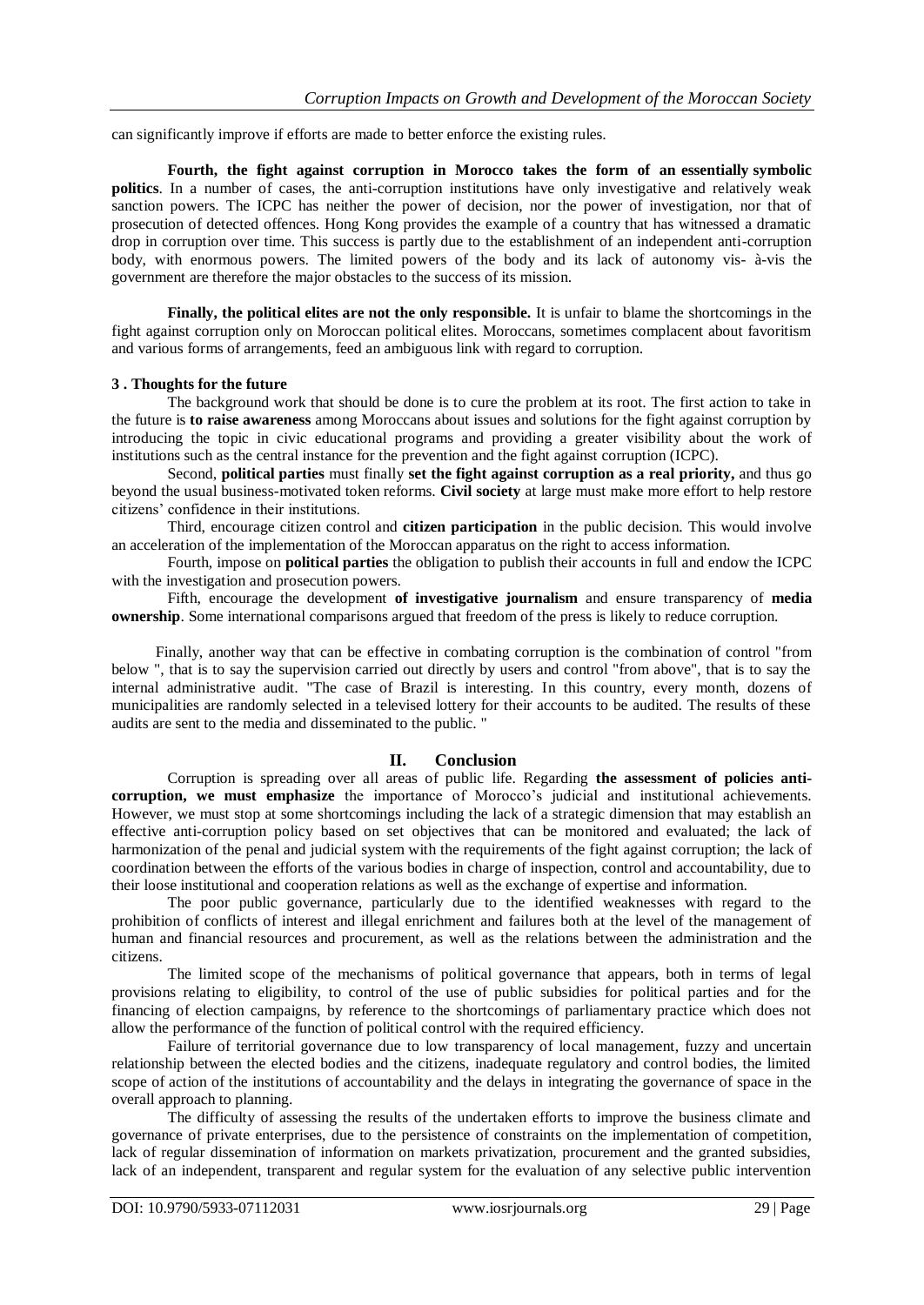can significantly improve if efforts are made to better enforce the existing rules.

**Fourth, the fight against corruption in Morocco takes the form of an essentially symbolic politics**. In a number of cases, the anti-corruption institutions have only investigative and relatively weak sanction powers. The ICPC has neither the power of decision, nor the power of investigation, nor that of prosecution of detected offences. Hong Kong provides the example of a country that has witnessed a dramatic drop in corruption over time. This success is partly due to the establishment of an independent anti-corruption body, with enormous powers. The limited powers of the body and its lack of autonomy vis- à-vis the government are therefore the major obstacles to the success of its mission.

**Finally, the political elites are not the only responsible.** It is unfair to blame the shortcomings in the fight against corruption only on Moroccan political elites. Moroccans, sometimes complacent about favoritism and various forms of arrangements, feed an ambiguous link with regard to corruption.

### 3 . Thoughts for the future

The background work that should be done is to cure the problem at its root. The first action to take in the future is **to raise awareness** among Moroccans about issues and solutions for the fight against corruption by introducing the topic in civic educational programs and providing a greater visibility about the work of institutions such as the central instance for the prevention and the fight against corruption (ICPC).

Second, **political parties** must finally **set the fight against corruption as a real priority,** and thus go beyond the usual business-motivated token reforms. **Civil society** at large must make more effort to help restore citizens' confidence in their institutions.

Third, encourage citizen control and **citizen participation** in the public decision. This would involve an acceleration of the implementation of the Moroccan apparatus on the right to access information.

Fourth, impose on **political parties** the obligation to publish their accounts in full and endow the ICPC with the investigation and prosecution powers.

Fifth, encourage the development **of investigative journalism** and ensure transparency of **media ownership**. Some international comparisons argued that freedom of the press is likely to reduce corruption.

Finally, another way that can be effective in combating corruption is the combination of control "from below ", that is to say the supervision carried out directly by users and control "from above", that is to say the internal administrative audit. "The case of Brazil is interesting. In this country, every month, dozens of municipalities are randomly selected in a televised lottery for their accounts to be audited. The results of these audits are sent to the media and disseminated to the public. "

## II. Conclusion

Corruption is spreading over all areas of public life. Regarding **the assessment of policies anti-corruption, we must emphasize** the importance of Morocco's judicial and institutional achievements. However, we must stop at some shortcomings including the lack of a strategic dimension that may establish an effective anti-corruption policy based on set objectives that can be monitored and evaluated; the lack of harmonization of the penal and judicial system with the requirements of the fight against corruption; the lack of coordination between the efforts of the various bodies in charge of inspection, control and accountability, due to their loose institutional and cooperation relations as well as the exchange of expertise and information.

The poor public governance, particularly due to the identified weaknesses with regard to the prohibition of conflicts of interest and illegal enrichment and failures both at the level of the management of human and financial resources and procurement, as well as the relations between the administration and the citizens.

The limited scope of the mechanisms of political governance that appears, both in terms of legal provisions relating to eligibility, to control of the use of public subsidies for political parties and for the financing of election campaigns, by reference to the shortcomings of parliamentary practice which does not allow the performance of the function of political control with the required efficiency.

Failure of territorial governance due to low transparency of local management, fuzzy and uncertain relationship between the elected bodies and the citizens, inadequate regulatory and control bodies, the limited scope of action of the institutions of accountability and the delays in integrating the governance of space in the overall approach to planning.

The difficulty of assessing the results of the undertaken efforts to improve the business climate and governance of private enterprises, due to the persistence of constraints on the implementation of competition, lack of regular dissemination of information on markets privatization, procurement and the granted subsidies, lack of an independent, transparent and regular system for the evaluation of any selective public intervention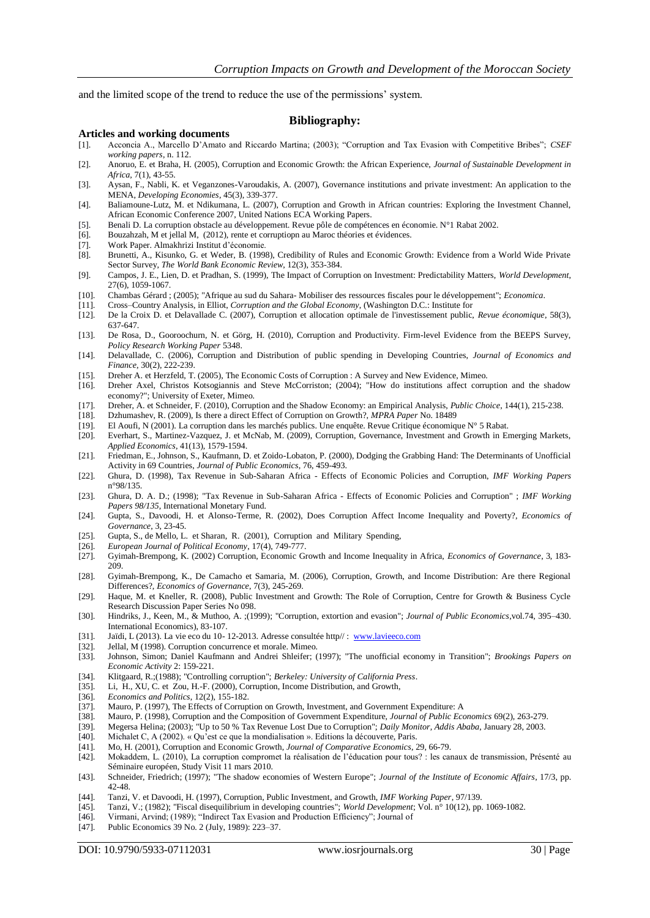and the limited scope of the trend to reduce the use of the permissions' system.

## Bibliography:

### Articles and working documents

[1]. Acconcia A., Marcello D'Amato and Riccardo Martina; (2003); "Corruption and Tax Evasion with Competitive Bribes"; *CSEF working papers*, n. 112.

[2]. Anoruo, E. et Braha, H. (2005), Corruption and Economic Growth: the African Experience, *Journal of Sustainable Development in Africa*, 7(1), 43-55.

[3]. Aysan, F., Nabli, K. et Veganzones-Varoudakis, A. (2007), Governance institutions and private investment: An application to the MENA, *Developing Economies*, 45(3), 339-377.

[4]. Baliamoune-Lutz, M. et Ndikumana, L. (2007), Corruption and Growth in African countries: Exploring the Investment Channel, African Economic Conference 2007, United Nations ECA Working Papers.

[5]. Benali D. La corruption obstacle au développement. Revue pôle de compétences en économie. N°1 Rabat 2002.

[6]. Bouzahzah, M et jellal M, (2012), rente et corruptiopn au Maroc théories et évidences.

[7]. Work Paper. Almakhrizi Institut d'économie.

[8]. Brunetti, A., Kisunko, G. et Weder, B. (1998), Credibility of Rules and Economic Growth: Evidence from a World Wide Private Sector Survey, *The World Bank Economic Review*, 12(3), 353-384.

[9]. Campos, J. E., Lien, D. et Pradhan, S. (1999), The Impact of Corruption on Investment: Predictability Matters, *World Development*, 27(6), 1059-1067.

[10]. Chambas Gérard ; (2005); "Afrique au sud du Sahara- Mobiliser des ressources fiscales pour le développement"; *Economica*.

[11]. Cross–Country Analysis, in Elliot, *Corruption and the Global Economy*, (Washington D.C.: Institute for

[12]. De la Croix D. et Delavallade C. (2007), Corruption et allocation optimale de l'investissement public, *Revue économique*, 58(3), 637-647.

[13]. De Rosa, D., Gooroochurn, N. et Görg, H. (2010), Corruption and Productivity. Firm-level Evidence from the BEEPS Survey, *Policy Research Working Paper* 5348.

[14]. Delavallade, C. (2006), Corruption and Distribution of public spending in Developing Countries, *Journal of Economics and Finance*, 30(2), 222-239.

[15]. Dreher A. et Herzfeld, T. (2005), The Economic Costs of Corruption : A Survey and New Evidence, Mimeo.

[16]. Dreher Axel, Christos Kotsogiannis and Steve McCorriston; (2004); "How do institutions affect corruption and the shadow economy?"; University of Exeter, Mimeo.

[17]. Dreher, A. et Schneider, F. (2010), Corruption and the Shadow Economy: an Empirical Analysis, *Public Choice*, 144(1), 215-238.

[18]. Dzhumashev, R. (2009), Is there a direct Effect of Corruption on Growth?, *MPRA Paper* No. 18489

[19]. El Aoufi, N (2001). La corruption dans les marchés publics. Une enquête. Revue Critique économique N° 5 Rabat.

[20]. Everhart, S., Martinez-Vazquez, J. et McNab, M. (2009), Corruption, Governance, Investment and Growth in Emerging Markets, *Applied Economics*, 41(13), 1579-1594.

[21]. Friedman, E., Johnson, S., Kaufmann, D. et Zoido-Lobaton, P. (2000), Dodging the Grabbing Hand: The Determinants of Unofficial Activity in 69 Countries, *Journal of Public Economics*, 76, 459-493.

[22]. Ghura, D. (1998), Tax Revenue in Sub-Saharan Africa - Effects of Economic Policies and Corruption, *IMF Working Papers* n°98/135.

[23]. Ghura, D. A. D.; (1998); "Tax Revenue in Sub-Saharan Africa - Effects of Economic Policies and Corruption" ; *IMF Working Papers 98/135*, International Monetary Fund.

[24]. Gupta, S., Davoodi, H. et Alonso-Terme, R. (2002), Does Corruption Affect Income Inequality and Poverty?, *Economics of Governance*, 3, 23-45.

[25]. Gupta, S., de Mello, L. et Sharan, R. (2001), Corruption and Military Spending,

[26]. *European Journal of Political Economy*, 17(4), 749-777.

[27]. Gyimah-Brempong, K. (2002) Corruption, Economic Growth and Income Inequality in Africa, *Economics of Governance*, 3, 183-209.

[28]. Gyimah-Brempong, K., De Camacho et Samaria, M. (2006), Corruption, Growth, and Income Distribution: Are there Regional Differences?, *Economics of Governance*, 7(3), 245-269.

[29]. Haque, M. et Kneller, R. (2008), Public Investment and Growth: The Role of Corruption, Centre for Growth & Business Cycle Research Discussion Paper Series No 098.

[30]. Hindriks, J., Keen, M., & Muthoo, A. ;(1999); "Corruption, extortion and evasion"; *Journal of Public Economics*,vol.74, 395–430. International Economics), 83-107.

[31]. Jaïdi, L (2013). La vie eco du 10- 12-2013. Adresse consultée http// : www.lavieeco.com

[32]. Jellal, M (1998). Corruption concurrence et morale. Mimeo.

[33]. Johnson, Simon; Daniel Kaufmann and Andrei Shleifer; (1997); "The unofficial economy in Transition"; *Brookings Papers on Economic Activity* 2: 159-221.

[34]. Klitgaard, R.;(1988); "Controlling corruption"; *Berkeley: University of California Press*.

[35]. Li, H., XU, C. et Zou, H.-F. (2000), Corruption, Income Distribution, and Growth,

[36]. *Economics and Politics*, 12(2), 155-182.

[37]. Mauro, P. (1997), The Effects of Corruption on Growth, Investment, and Government Expenditure: A

[38]. Mauro, P. (1998), Corruption and the Composition of Government Expenditure, *Journal of Public Economics* 69(2), 263-279.

[39]. Megersa Helina; (2003); "Up to 50 % Tax Revenue Lost Due to Corruption"; *Daily Monitor, Addis Ababa*, January 28, 2003.

[40]. Michalet C, A (2002). « Qu'est ce que la mondialisation ». Editions la découverte, Paris.

[41]. Mo, H. (2001), Corruption and Economic Growth, *Journal of Comparative Economics*, 29, 66-79.

[42]. Mokaddem, L. (2010), La corruption compromet la réalisation de l'éducation pour tous? : les canaux de transmission, Présenté au Séminaire européen, Study Visit 11 mars 2010.

[43]. Schneider, Friedrich; (1997); "The shadow economies of Western Europe"; *Journal of the Institute of Economic Affairs*, 17/3, pp. 42-48.

[44]. Tanzi, V. et Davoodi, H. (1997), Corruption, Public Investment, and Growth, *IMF Working Paper*, 97/139.

[45]. Tanzi, V.; (1982); "Fiscal disequilibrium in developing countries"; *World Development*; Vol. n° 10(12), pp. 1069-1082.

[46]. Virmani, Arvind; (1989); "Indirect Tax Evasion and Production Efficiency"; Journal of

[47]. Public Economics 39 No. 2 (July, 1989): 223–37.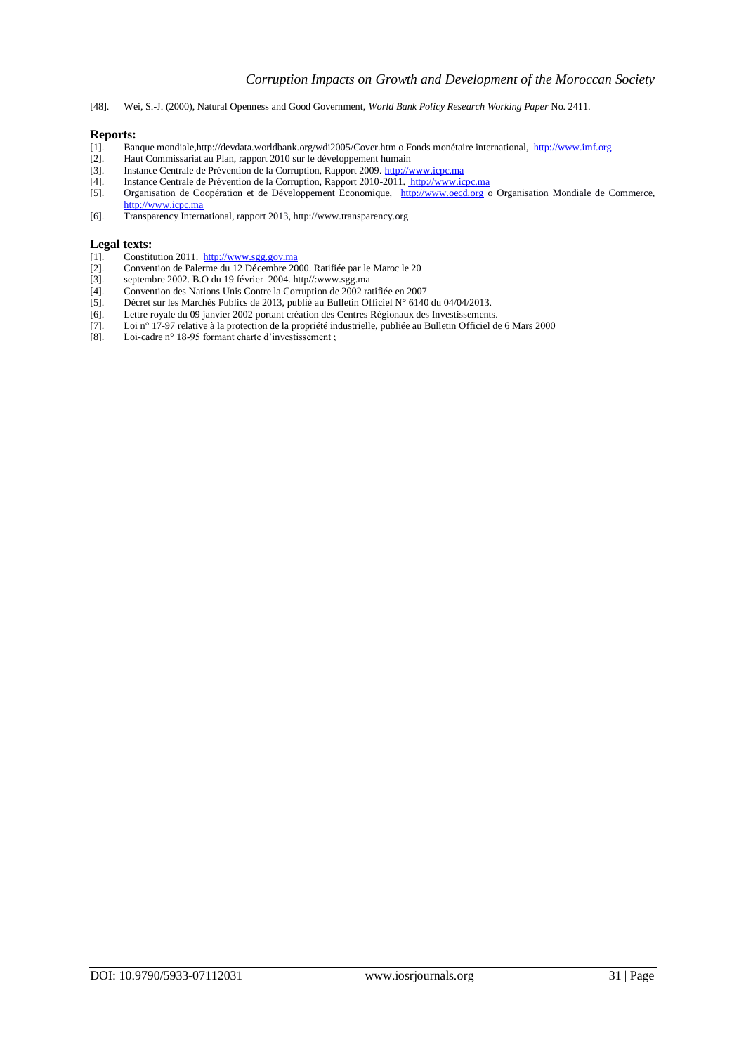[48]. Wei, S.-J. (2000), Natural Openness and Good Government, *World Bank Policy Research Working Paper* No. 2411.

**Reports:**

[1]. Banque mondiale,http://devdata.worldbank.org/wdi2005/Cover.htm o Fonds monétaire international, http://www.imf.org
[2]. Haut Commissariat au Plan, rapport 2010 sur le développement humain
[3]. Instance Centrale de Prévention de la Corruption, Rapport 2009. http://www.icpc.ma
[4]. Instance Centrale de Prévention de la Corruption, Rapport 2010-2011. http://www.icpc.ma
[5]. Organisation de Coopération et de Développement Economique, http://www.oecd.org o Organisation Mondiale de Commerce, http://www.icpc.ma
[6]. Transparency International, rapport 2013, http://www.transparency.org

**Legal texts:**

[1]. Constitution 2011. http://www.sgg.gov.ma
[2]. Convention de Palerme du 12 Décembre 2000. Ratifiée par le Maroc le 20
[3]. septembre 2002. B.O du 19 février 2004. http//:www.sgg.ma
[4]. Convention des Nations Unis Contre la Corruption de 2002 ratifiée en 2007
[5]. Décret sur les Marchés Publics de 2013, publié au Bulletin Officiel N° 6140 du 04/04/2013.
[6]. Lettre royale du 09 janvier 2002 portant création des Centres Régionaux des Investissements.
[7]. Loi n° 17-97 relative à la protection de la propriété industrielle, publiée au Bulletin Officiel de 6 Mars 2000
[8]. Loi-cadre n° 18-95 formant charte d'investissement ;